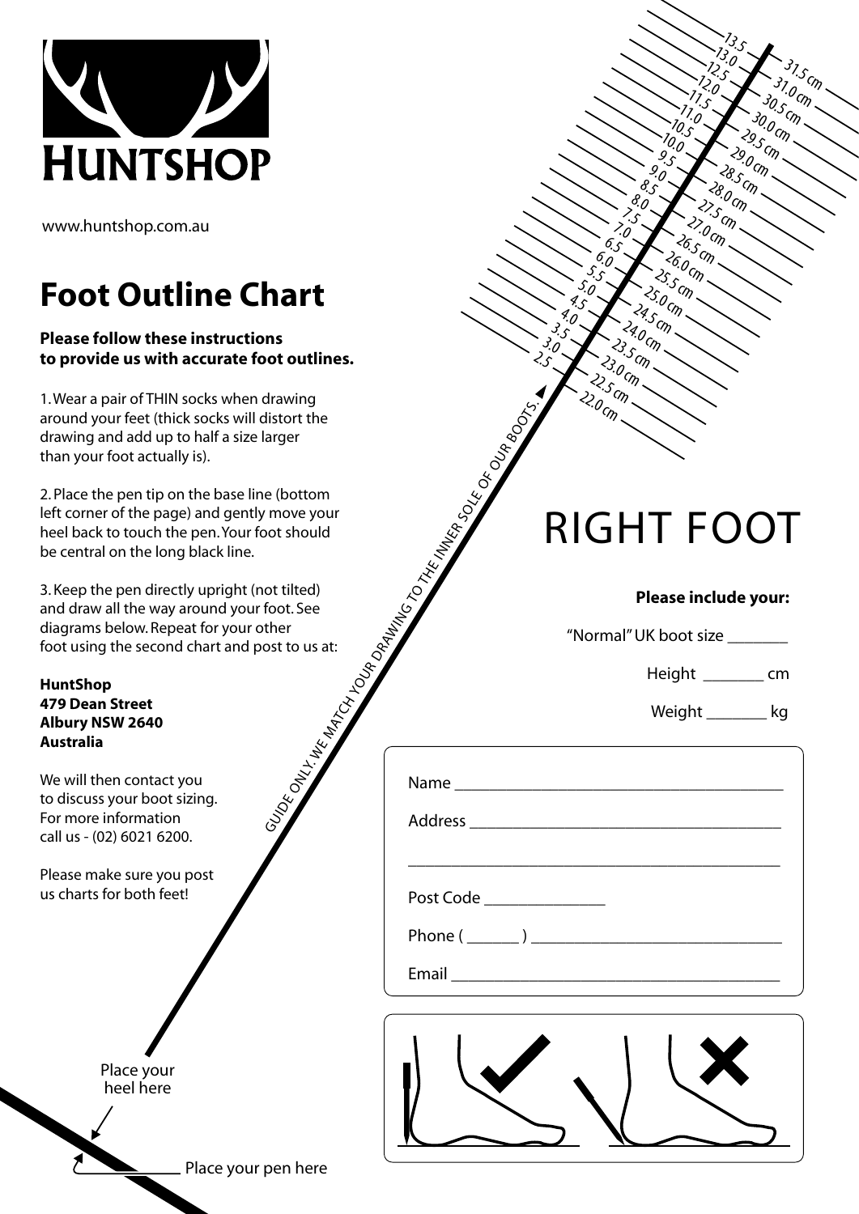HUNTSHOP

www.huntshop.com.au

# Foot Outline Chart

**Please follow these instructions to provide us with accurate foot outlines.**

1. Wear a pair of THIN socks when drawing around your feet (thick socks will distort the drawing and add up to half a size larger than your foot actually is).

2. Place the pen tip on the base line (bottom left corner of the page) and gently move your heel back to touch the pen. Your foot should be central on the long black line.

3. Keep the pen directly upright (not tilted) and draw all the way around your foot. See diagrams below. Repeat for your other foot using the second chart and post to us at:

**HuntShop**
**479 Dean Street**
**Albury NSW 2640**
**Australia**

We will then contact you to discuss your boot sizing. For more information call us - (02) 6021 6200.

Please make sure you post us charts for both feet!

GUIDE ONLY. WE MATCH YOUR DRAWING TO THE INNER SOLE OF OUR BOOTS.

| UK size | cm |
|---|---|
| 13.5 | 31.5 cm |
| 13.0 | 31.0 cm |
| 12.5 | 30.5 cm |
| 12.0 | 30.0 cm |
| 11.5 | 29.5 cm |
| 11.0 | 29.0 cm |
| 10.5 | 28.5 cm |
| 10.0 | 28.0 cm |
| 9.5 | 27.5 cm |
| 9.0 | 27.0 cm |
| 8.5 | 26.5 cm |
| 8.0 | 26.0 cm |
| 7.5 | 25.5 cm |
| 7.0 | 25.0 cm |
| 6.5 | 24.5 cm |
| 6.0 | 24.0 cm |
| 5.5 | 23.5 cm |
| 5.0 | 23.0 cm |
| 4.5 | 22.5 cm |
| 4.0 | 22.0 cm |
| 3.5 | |
| 3.0 | |
| 2.5 | |

# RIGHT FOOT

**Please include your:**

"Normal" UK boot size _______

Height _______ cm

Weight _______ kg

Name ______________________________________

Address ____________________________________

__________________________________________

Post Code ______________

Phone ( ______ ) ____________________________

Email ______________________________________

Place your heel here

Place your pen here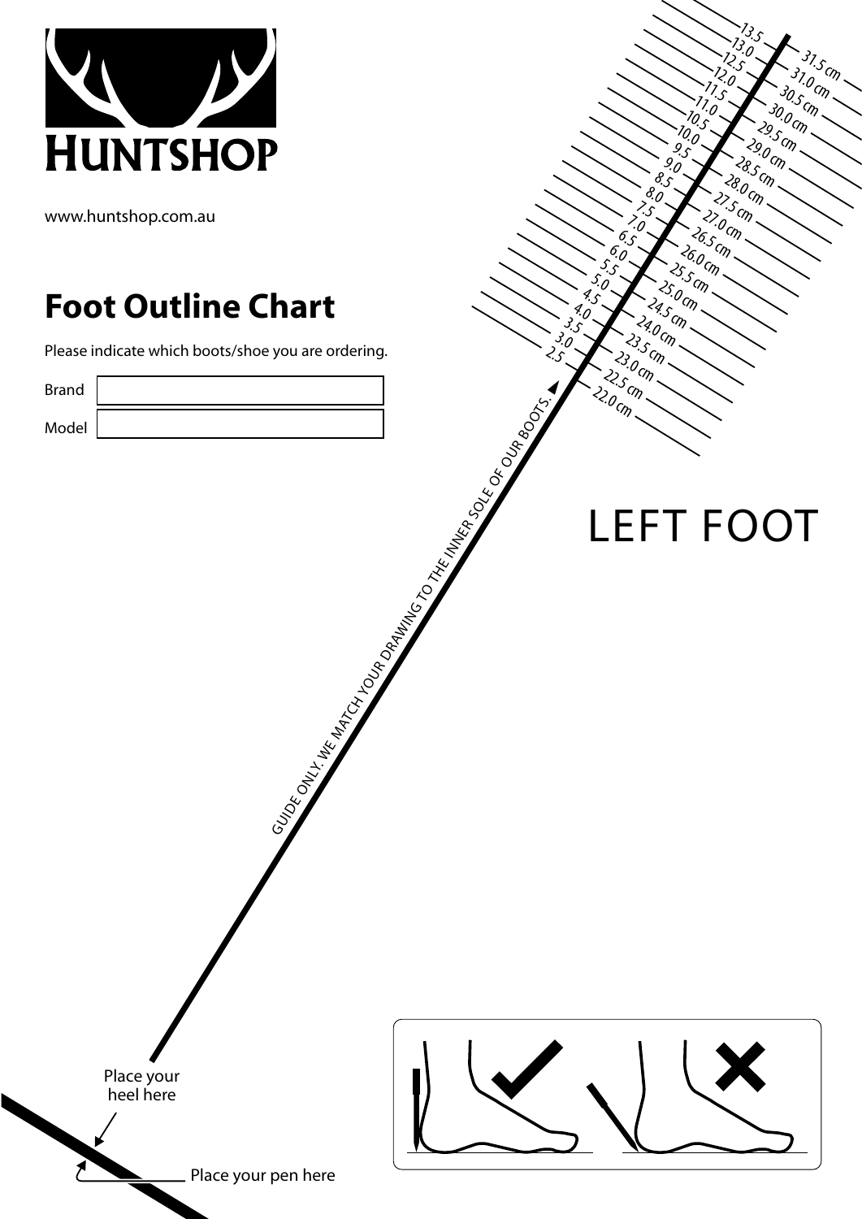HUNTSHOP

www.huntshop.com.au

# Foot Outline Chart

Please indicate which boots/shoe you are ordering.

Brand

Model

13.5
13.0
12.5
12.0
11.5
11.0
10.5
10.0
9.5
9.0
8.5
8.0
7.5
7.0
6.5
6.0
5.5
5.0
4.5
4.0
3.5
3.0
2.5

31.5 cm
31.0 cm
30.5 cm
30.0 cm
29.5 cm
29.0 cm
28.5 cm
28.0 cm
27.5 cm
27.0 cm
26.5 cm
26.0 cm
25.5 cm
25.0 cm
24.5 cm
24.0 cm
23.5 cm
23.0 cm
22.5 cm
22.0 cm

LEFT FOOT

GUIDE ONLY. WE MATCH YOUR DRAWING TO THE INNER SOLE OF OUR BOOTS.

Place your heel here

Place your pen here